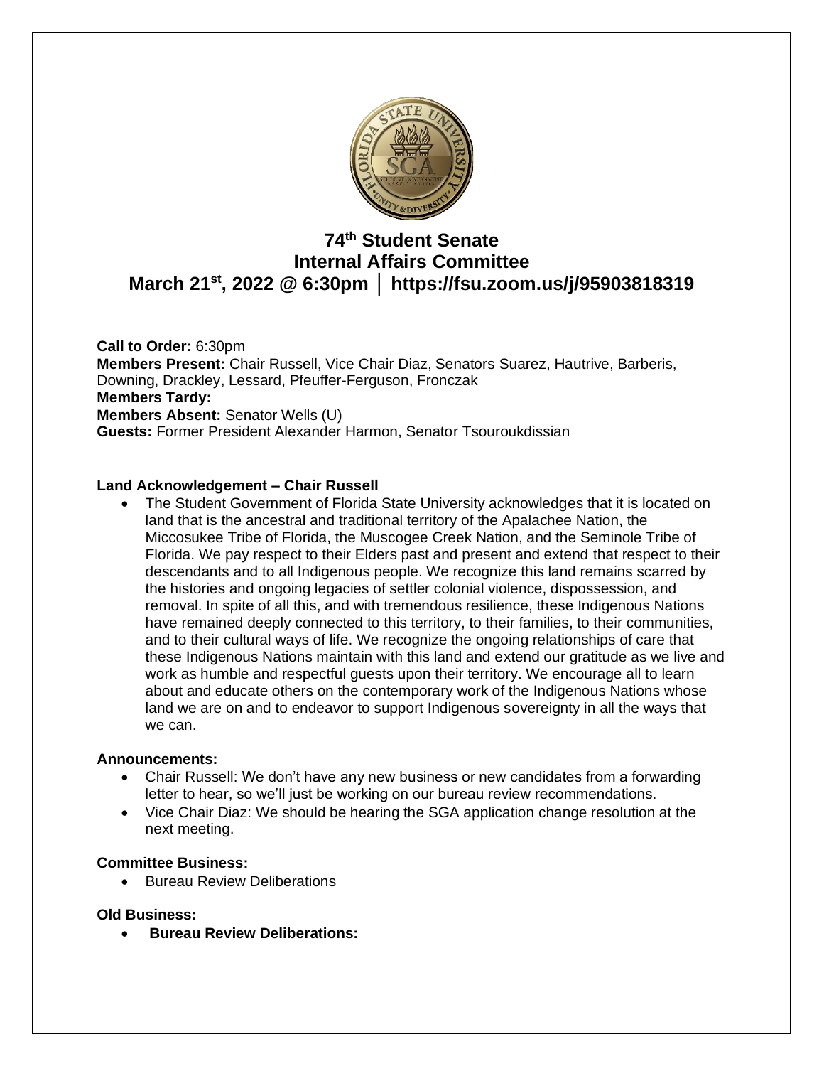# 74th Student Senate
# Internal Affairs Committee
# March 21st, 2022 @ 6:30pm │ https://fsu.zoom.us/j/95903818319

**Call to Order:** 6:30pm
**Members Present:** Chair Russell, Vice Chair Diaz, Senators Suarez, Hautrive, Barberis, Downing, Drackley, Lessard, Pfeuffer-Ferguson, Fronczak
**Members Tardy:**
**Members Absent:** Senator Wells (U)
**Guests:** Former President Alexander Harmon, Senator Tsouroukdissian

**Land Acknowledgement – Chair Russell**

- The Student Government of Florida State University acknowledges that it is located on land that is the ancestral and traditional territory of the Apalachee Nation, the Miccosukee Tribe of Florida, the Muscogee Creek Nation, and the Seminole Tribe of Florida. We pay respect to their Elders past and present and extend that respect to their descendants and to all Indigenous people. We recognize this land remains scarred by the histories and ongoing legacies of settler colonial violence, dispossession, and removal. In spite of all this, and with tremendous resilience, these Indigenous Nations have remained deeply connected to this territory, to their families, to their communities, and to their cultural ways of life. We recognize the ongoing relationships of care that these Indigenous Nations maintain with this land and extend our gratitude as we live and work as humble and respectful guests upon their territory. We encourage all to learn about and educate others on the contemporary work of the Indigenous Nations whose land we are on and to endeavor to support Indigenous sovereignty in all the ways that we can.

**Announcements:**

- Chair Russell: We don't have any new business or new candidates from a forwarding letter to hear, so we'll just be working on our bureau review recommendations.
- Vice Chair Diaz: We should be hearing the SGA application change resolution at the next meeting.

**Committee Business:**

- Bureau Review Deliberations

**Old Business:**

- **Bureau Review Deliberations:**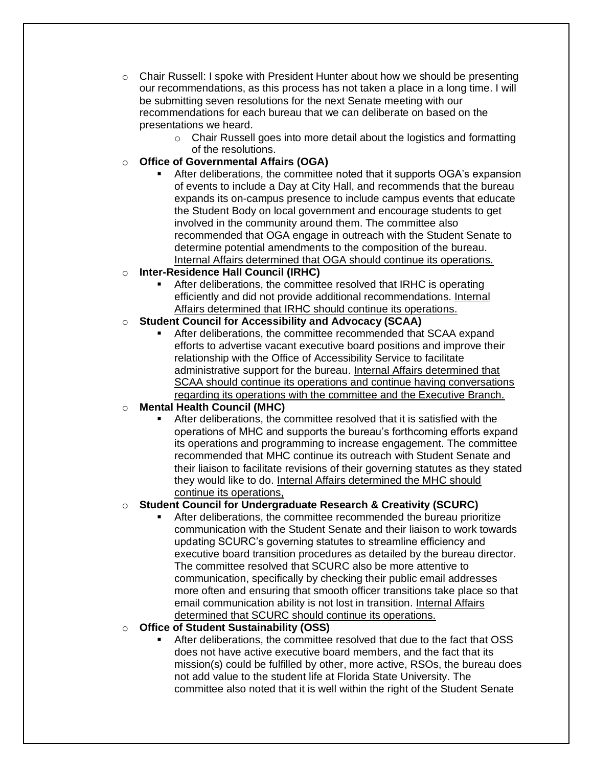- Chair Russell: I spoke with President Hunter about how we should be presenting our recommendations, as this process has not taken a place in a long time. I will be submitting seven resolutions for the next Senate meeting with our recommendations for each bureau that we can deliberate on based on the presentations we heard.
  - Chair Russell goes into more detail about the logistics and formatting of the resolutions.
- **Office of Governmental Affairs (OGA)**
  - After deliberations, the committee noted that it supports OGA's expansion of events to include a Day at City Hall, and recommends that the bureau expands its on-campus presence to include campus events that educate the Student Body on local government and encourage students to get involved in the community around them. The committee also recommended that OGA engage in outreach with the Student Senate to determine potential amendments to the composition of the bureau. <u>Internal Affairs determined that OGA should continue its operations.</u>
- **Inter-Residence Hall Council (IRHC)**
  - After deliberations, the committee resolved that IRHC is operating efficiently and did not provide additional recommendations. <u>Internal Affairs determined that IRHC should continue its operations.</u>
- **Student Council for Accessibility and Advocacy (SCAA)**
  - After deliberations, the committee recommended that SCAA expand efforts to advertise vacant executive board positions and improve their relationship with the Office of Accessibility Service to facilitate administrative support for the bureau. <u>Internal Affairs determined that SCAA should continue its operations and continue having conversations regarding its operations with the committee and the Executive Branch.</u>
- **Mental Health Council (MHC)**
  - After deliberations, the committee resolved that it is satisfied with the operations of MHC and supports the bureau's forthcoming efforts expand its operations and programming to increase engagement. The committee recommended that MHC continue its outreach with Student Senate and their liaison to facilitate revisions of their governing statutes as they stated they would like to do. <u>Internal Affairs determined the MHC should continue its operations,</u>
- **Student Council for Undergraduate Research & Creativity (SCURC)**
  - After deliberations, the committee recommended the bureau prioritize communication with the Student Senate and their liaison to work towards updating SCURC's governing statutes to streamline efficiency and executive board transition procedures as detailed by the bureau director. The committee resolved that SCURC also be more attentive to communication, specifically by checking their public email addresses more often and ensuring that smooth officer transitions take place so that email communication ability is not lost in transition. <u>Internal Affairs determined that SCURC should continue its operations.</u>
- **Office of Student Sustainability (OSS)**
  - After deliberations, the committee resolved that due to the fact that OSS does not have active executive board members, and the fact that its mission(s) could be fulfilled by other, more active, RSOs, the bureau does not add value to the student life at Florida State University. The committee also noted that it is well within the right of the Student Senate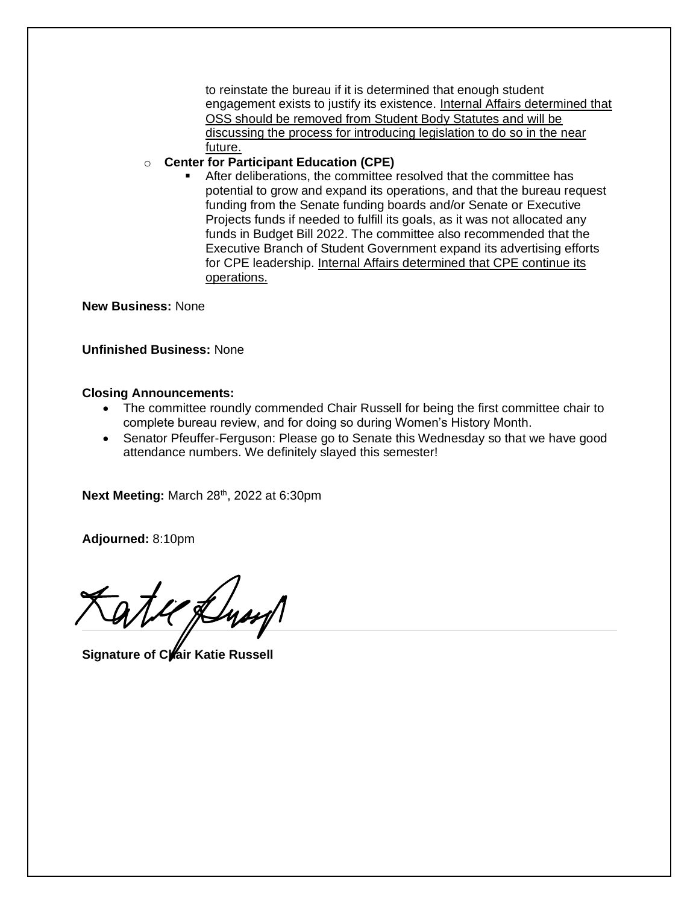to reinstate the bureau if it is determined that enough student engagement exists to justify its existence. <u>Internal Affairs determined that OSS should be removed from Student Body Statutes and will be discussing the process for introducing legislation to do so in the near future.</u>

- **Center for Participant Education (CPE)**
    - After deliberations, the committee resolved that the committee has potential to grow and expand its operations, and that the bureau request funding from the Senate funding boards and/or Senate or Executive Projects funds if needed to fulfill its goals, as it was not allocated any funds in Budget Bill 2022. The committee also recommended that the Executive Branch of Student Government expand its advertising efforts for CPE leadership. <u>Internal Affairs determined that CPE continue its operations.</u>

**New Business:** None

**Unfinished Business:** None

**Closing Announcements:**

- The committee roundly commended Chair Russell for being the first committee chair to complete bureau review, and for doing so during Women's History Month.
- Senator Pfeuffer-Ferguson: Please go to Senate this Wednesday so that we have good attendance numbers. We definitely slayed this semester!

**Next Meeting:** March 28th, 2022 at 6:30pm

**Adjourned:** 8:10pm

**Signature of Chair Katie Russell**